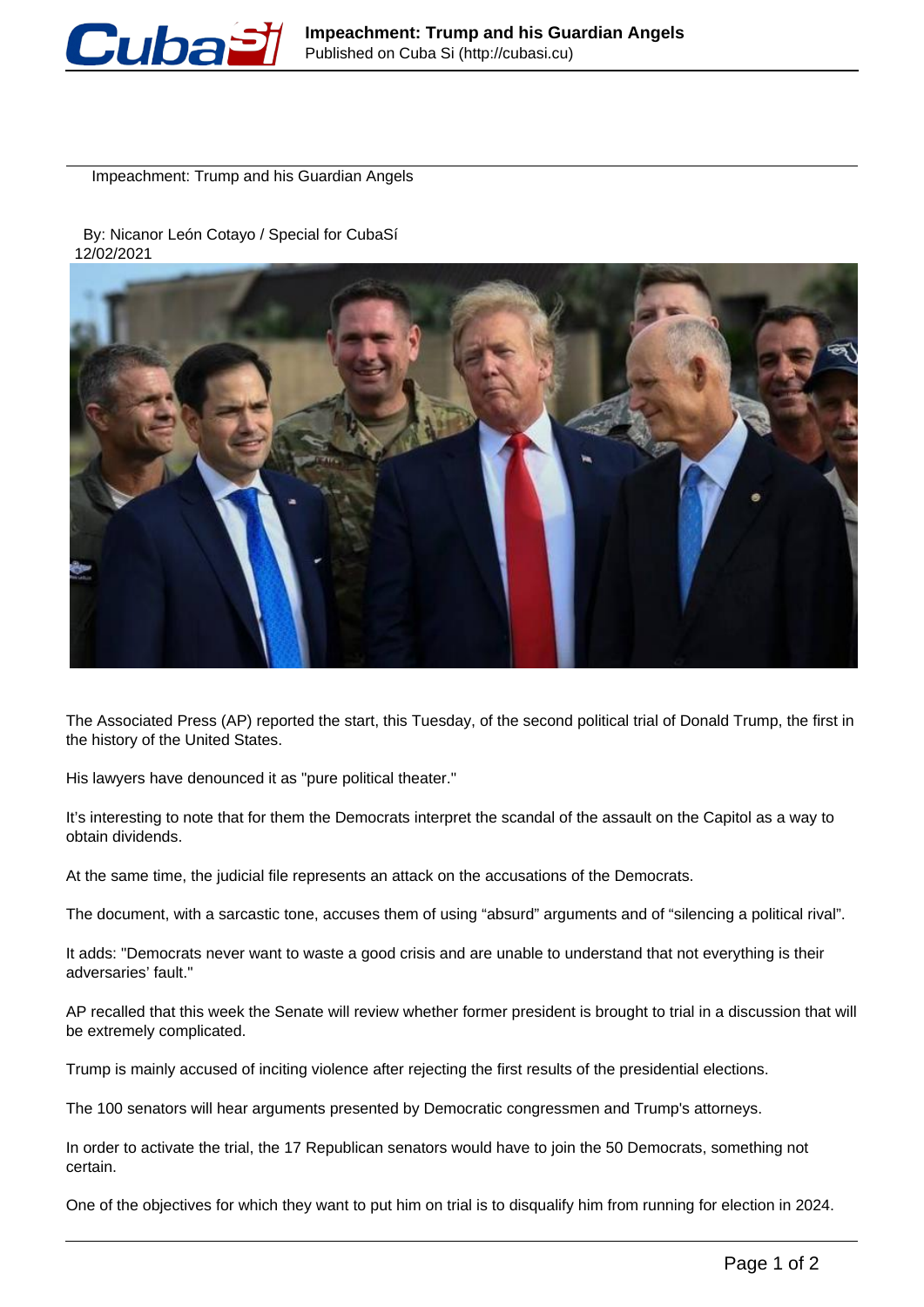# Impeachment: Trump and his Guardian Angels

By: Nicanor León Cotayo / Special for CubaSí
12/02/2021

The Associated Press (AP) reported the start, this Tuesday, of the second political trial of Donald Trump, the first in the history of the United States.

His lawyers have denounced it as "pure political theater."

It's interesting to note that for them the Democrats interpret the scandal of the assault on the Capitol as a way to obtain dividends.

At the same time, the judicial file represents an attack on the accusations of the Democrats.

The document, with a sarcastic tone, accuses them of using "absurd" arguments and of "silencing a political rival".

It adds: "Democrats never want to waste a good crisis and are unable to understand that not everything is their adversaries' fault."

AP recalled that this week the Senate will review whether former president is brought to trial in a discussion that will be extremely complicated.

Trump is mainly accused of inciting violence after rejecting the first results of the presidential elections.

The 100 senators will hear arguments presented by Democratic congressmen and Trump's attorneys.

In order to activate the trial, the 17 Republican senators would have to join the 50 Democrats, something not certain.

One of the objectives for which they want to put him on trial is to disqualify him from running for election in 2024.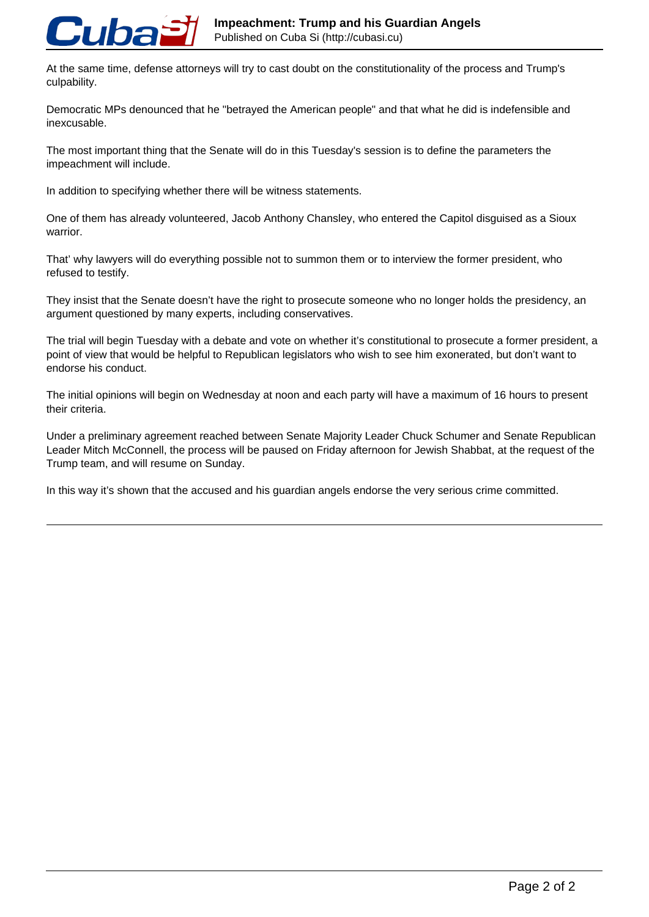At the same time, defense attorneys will try to cast doubt on the constitutionality of the process and Trump's culpability.

Democratic MPs denounced that he "betrayed the American people" and that what he did is indefensible and inexcusable.

The most important thing that the Senate will do in this Tuesday's session is to define the parameters the impeachment will include.

In addition to specifying whether there will be witness statements.

One of them has already volunteered, Jacob Anthony Chansley, who entered the Capitol disguised as a Sioux warrior.

That' why lawyers will do everything possible not to summon them or to interview the former president, who refused to testify.

They insist that the Senate doesn't have the right to prosecute someone who no longer holds the presidency, an argument questioned by many experts, including conservatives.

The trial will begin Tuesday with a debate and vote on whether it's constitutional to prosecute a former president, a point of view that would be helpful to Republican legislators who wish to see him exonerated, but don't want to endorse his conduct.

The initial opinions will begin on Wednesday at noon and each party will have a maximum of 16 hours to present their criteria.

Under a preliminary agreement reached between Senate Majority Leader Chuck Schumer and Senate Republican Leader Mitch McConnell, the process will be paused on Friday afternoon for Jewish Shabbat, at the request of the Trump team, and will resume on Sunday.

In this way it's shown that the accused and his guardian angels endorse the very serious crime committed.